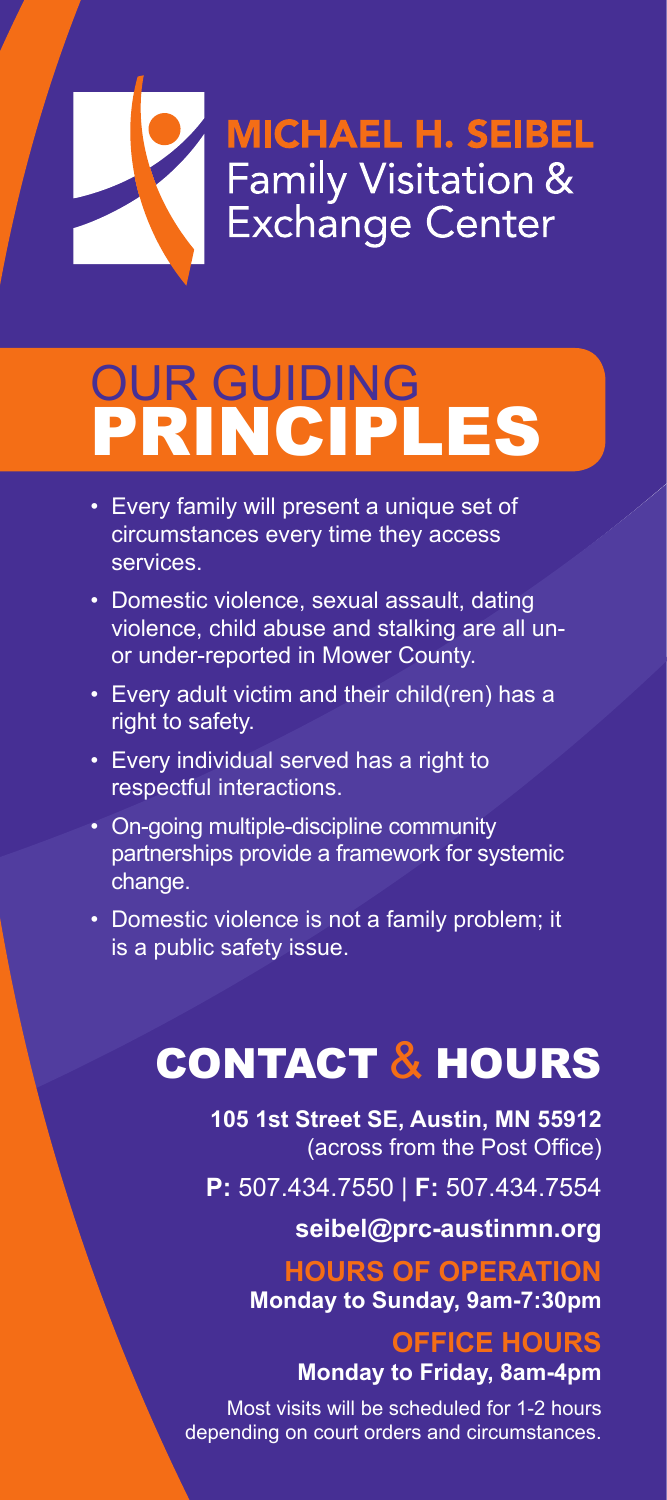# MICHAEL H. SEIBEL
Family Visitation & Exchange Center

## OUR GUIDING PRINCIPLES

- Every family will present a unique set of circumstances every time they access services.
- Domestic violence, sexual assault, dating violence, child abuse and stalking are all un- or under-reported in Mower County.
- Every adult victim and their child(ren) has a right to safety.
- Every individual served has a right to respectful interactions.
- On-going multiple-discipline community partnerships provide a framework for systemic change.
- Domestic violence is not a family problem; it is a public safety issue.

## CONTACT & HOURS

**105 1st Street SE, Austin, MN 55912**
(across from the Post Office)

**P:** 507.434.7550 | **F:** 507.434.7554

**seibel@prc-austinmn.org**

### HOURS OF OPERATION
**Monday to Sunday, 9am-7:30pm**

### OFFICE HOURS
**Monday to Friday, 8am-4pm**

Most visits will be scheduled for 1-2 hours depending on court orders and circumstances.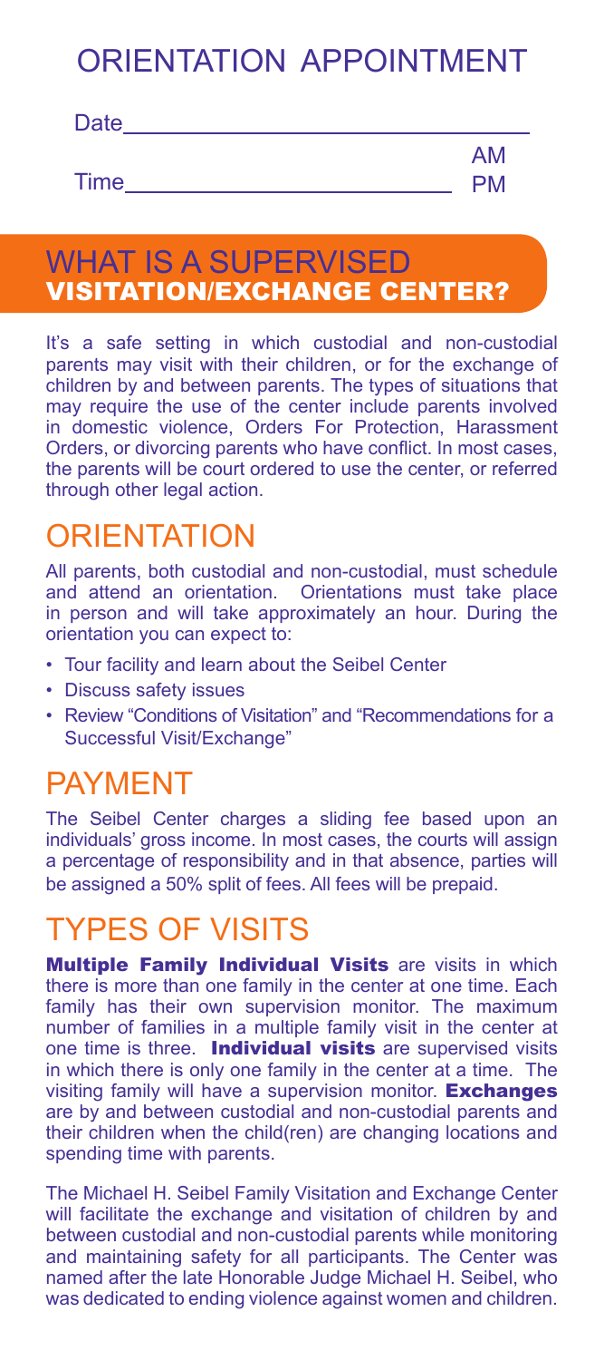# ORIENTATION APPOINTMENT

Date\_\_\_\_\_\_\_\_\_\_\_\_\_\_\_\_\_\_\_\_\_\_\_\_\_\_\_\_\_\_\_\_

Time\_\_\_\_\_\_\_\_\_\_\_\_\_\_\_\_\_\_\_\_\_\_\_\_\_\_ AM PM

## WHAT IS A SUPERVISED VISITATION/EXCHANGE CENTER?

It's a safe setting in which custodial and non-custodial parents may visit with their children, or for the exchange of children by and between parents. The types of situations that may require the use of the center include parents involved in domestic violence, Orders For Protection, Harassment Orders, or divorcing parents who have conflict. In most cases, the parents will be court ordered to use the center, or referred through other legal action.

## ORIENTATION

All parents, both custodial and non-custodial, must schedule and attend an orientation. Orientations must take place in person and will take approximately an hour. During the orientation you can expect to:

- Tour facility and learn about the Seibel Center
- Discuss safety issues
- Review "Conditions of Visitation" and "Recommendations for a Successful Visit/Exchange"

## PAYMENT

The Seibel Center charges a sliding fee based upon an individuals' gross income. In most cases, the courts will assign a percentage of responsibility and in that absence, parties will be assigned a 50% split of fees. All fees will be prepaid.

## TYPES OF VISITS

**Multiple Family Individual Visits** are visits in which there is more than one family in the center at one time. Each family has their own supervision monitor. The maximum number of families in a multiple family visit in the center at one time is three. **Individual visits** are supervised visits in which there is only one family in the center at a time. The visiting family will have a supervision monitor. **Exchanges** are by and between custodial and non-custodial parents and their children when the child(ren) are changing locations and spending time with parents.

The Michael H. Seibel Family Visitation and Exchange Center will facilitate the exchange and visitation of children by and between custodial and non-custodial parents while monitoring and maintaining safety for all participants. The Center was named after the late Honorable Judge Michael H. Seibel, who was dedicated to ending violence against women and children.